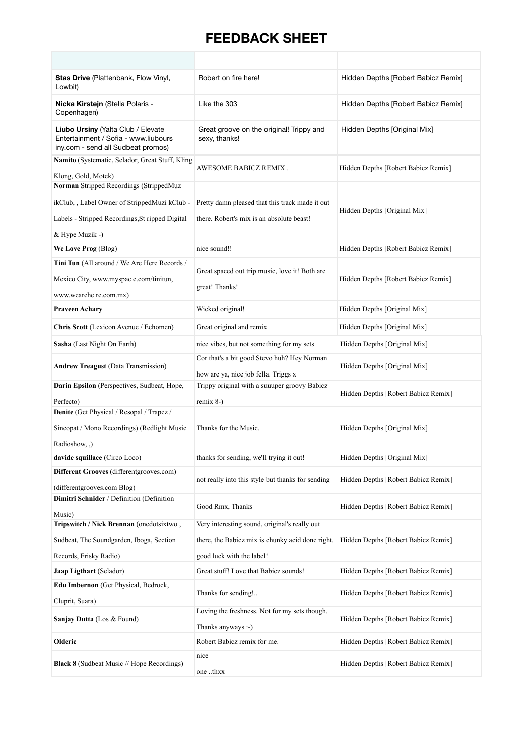# FEEDBACK SHEET

| | | |
|---|---|---|
| **Stas Drive** (Plattenbank, Flow Vinyl, Lowbit) | Robert on fire here! | Hidden Depths [Robert Babicz Remix] |
| **Nicka Kirstejn** (Stella Polaris - Copenhagen) | Like the 303 | Hidden Depths [Robert Babicz Remix] |
| **Liubo Ursiny** (Yalta Club / Elevate Entertainment / Sofia - www.liubours iny.com - send all Sudbeat promos) | Great groove on the original! Trippy and sexy, thanks! | Hidden Depths [Original Mix] |
| **Namito** (Systematic, Selador, Great Stuff, Kling Klong, Gold, Motek) | AWESOME BABICZ REMIX.. | Hidden Depths [Robert Babicz Remix] |
| **Norman** Stripped Recordings (StrippedMuz ikClub, , Label Owner of StrippedMuzi kClub - Labels - Stripped Recordings,St ripped Digital & Hype Muzik -) | Pretty damn pleased that this track made it out there. Robert's mix is an absolute beast! | Hidden Depths [Original Mix] |
| **We Love Prog** (Blog) | nice sound!! | Hidden Depths [Robert Babicz Remix] |
| **Tini Tun** (All around / We Are Here Records / Mexico City, www.myspac e.com/tinitun, www.wearehe re.com.mx) | Great spaced out trip music, love it! Both are great! Thanks! | Hidden Depths [Robert Babicz Remix] |
| **Praveen Achary** | Wicked original! | Hidden Depths [Original Mix] |
| **Chris Scott** (Lexicon Avenue / Echomen) | Great original and remix | Hidden Depths [Original Mix] |
| **Sasha** (Last Night On Earth) | nice vibes, but not something for my sets | Hidden Depths [Original Mix] |
| **Andrew Treagust** (Data Transmission) | Cor that's a bit good Stevo huh? Hey Norman how are ya, nice job fella. Triggs x | Hidden Depths [Original Mix] |
| **Darin Epsilon** (Perspectives, Sudbeat, Hope, Perfecto) | Trippy original with a suuuper groovy Babicz remix 8-) | Hidden Depths [Robert Babicz Remix] |
| **Denite** (Get Physical / Resopal / Trapez / Sincopat / Mono Recordings) (Redlight Music Radioshow, ,) | Thanks for the Music. | Hidden Depths [Original Mix] |
| **davide squillac**e (Circo Loco) | thanks for sending, we'll trying it out! | Hidden Depths [Original Mix] |
| **Different Grooves** (differentgrooves.com) (differentgrooves.com Blog) | not really into this style but thanks for sending | Hidden Depths [Robert Babicz Remix] |
| **Dimitri Schnider** / Definition (Definition Music) | Good Rmx, Thanks | Hidden Depths [Robert Babicz Remix] |
| **Tripswitch / Nick Brennan** (onedotsixtwo , Sudbeat, The Soundgarden, Iboga, Section Records, Frisky Radio) | Very interesting sound, original's really out there, the Babicz mix is chunky acid done right. good luck with the label! | Hidden Depths [Robert Babicz Remix] |
| **Jaap Ligthart** (Selador) | Great stuff! Love that Babicz sounds! | Hidden Depths [Robert Babicz Remix] |
| **Edu Imbernon** (Get Physical, Bedrock, Cluprit, Suara) | Thanks for sending!.. | Hidden Depths [Robert Babicz Remix] |
| **Sanjay Dutta** (Los & Found) | Loving the freshness. Not for my sets though. Thanks anyways :-) | Hidden Depths [Robert Babicz Remix] |
| **Olderic** | Robert Babicz remix for me. | Hidden Depths [Robert Babicz Remix] |
| **Black 8** (Sudbeat Music // Hope Recordings) | nice one ..thxx | Hidden Depths [Robert Babicz Remix] |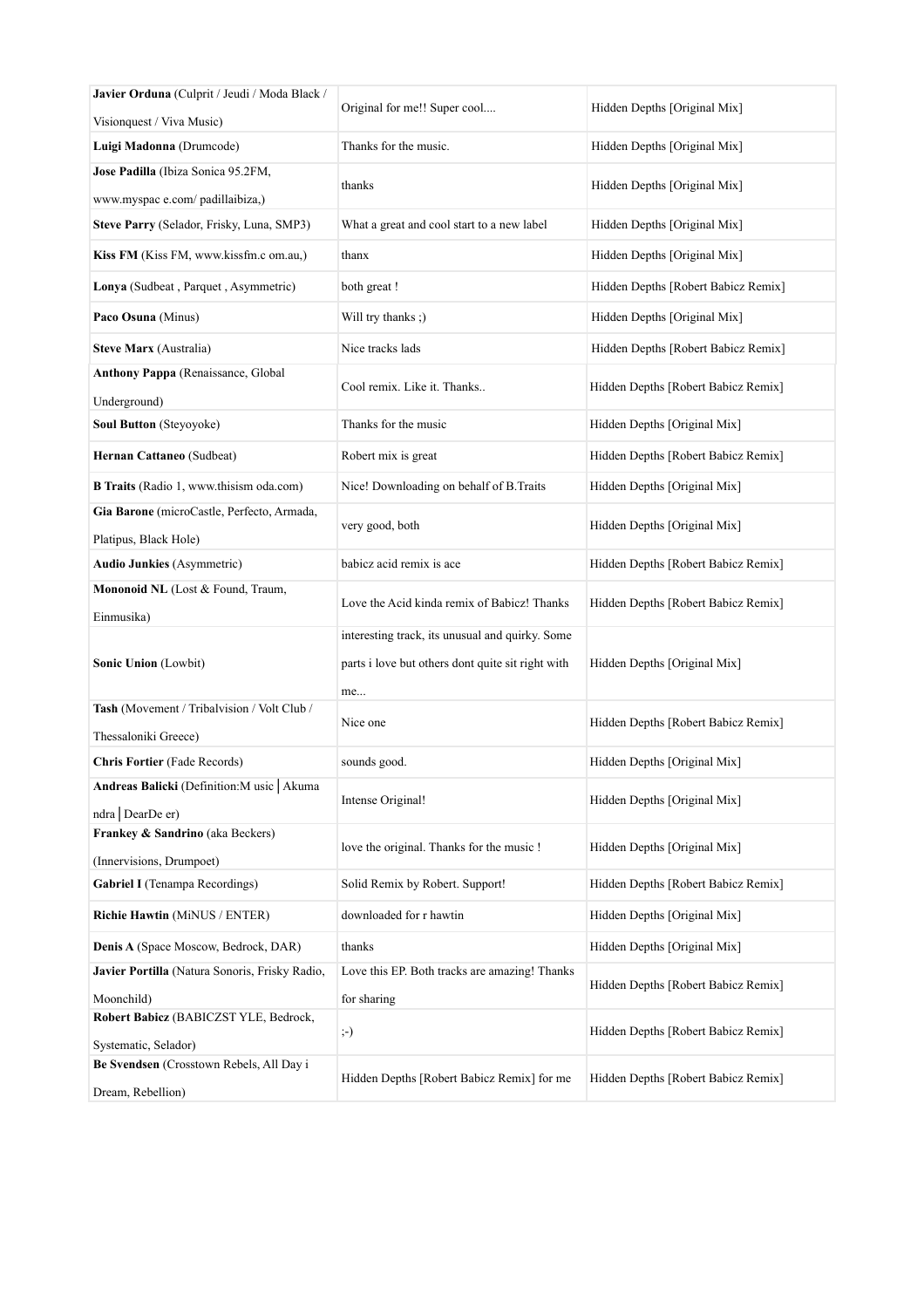| | | |
|---|---|---|
| **Javier Orduna** (Culprit / Jeudi / Moda Black / Visionquest / Viva Music) | Original for me!! Super cool.... | Hidden Depths [Original Mix] |
| **Luigi Madonna** (Drumcode) | Thanks for the music. | Hidden Depths [Original Mix] |
| **Jose Padilla** (Ibiza Sonica 95.2FM, www.myspac e.com/ padillaibiza,) | thanks | Hidden Depths [Original Mix] |
| **Steve Parry** (Selador, Frisky, Luna, SMP3) | What a great and cool start to a new label | Hidden Depths [Original Mix] |
| **Kiss FM** (Kiss FM, www.kissfm.c om.au,) | thanx | Hidden Depths [Original Mix] |
| **Lonya** (Sudbeat , Parquet , Asymmetric) | both great ! | Hidden Depths [Robert Babicz Remix] |
| **Paco Osuna** (Minus) | Will try thanks ;) | Hidden Depths [Original Mix] |
| **Steve Marx** (Australia) | Nice tracks lads | Hidden Depths [Robert Babicz Remix] |
| **Anthony Pappa** (Renaissance, Global Underground) | Cool remix. Like it. Thanks.. | Hidden Depths [Robert Babicz Remix] |
| **Soul Button** (Steyoyoke) | Thanks for the music | Hidden Depths [Original Mix] |
| **Hernan Cattaneo** (Sudbeat) | Robert mix is great | Hidden Depths [Robert Babicz Remix] |
| **B Traits** (Radio 1, www.thisism oda.com) | Nice! Downloading on behalf of B.Traits | Hidden Depths [Original Mix] |
| **Gia Barone** (microCastle, Perfecto, Armada, Platipus, Black Hole) | very good, both | Hidden Depths [Original Mix] |
| **Audio Junkies** (Asymmetric) | babicz acid remix is ace | Hidden Depths [Robert Babicz Remix] |
| **Mononoid NL** (Lost & Found, Traum, Einmusika) | Love the Acid kinda remix of Babicz! Thanks | Hidden Depths [Robert Babicz Remix] |
| **Sonic Union** (Lowbit) | interesting track, its unusual and quirky. Some parts i love but others dont quite sit right with me... | Hidden Depths [Original Mix] |
| **Tash** (Movement / Tribalvision / Volt Club / Thessaloniki Greece) | Nice one | Hidden Depths [Robert Babicz Remix] |
| **Chris Fortier** (Fade Records) | sounds good. | Hidden Depths [Original Mix] |
| **Andreas Balicki** (Definition:M usic │ Akuma ndra │ DearDe er) | Intense Original! | Hidden Depths [Original Mix] |
| **Frankey & Sandrino** (aka Beckers) (Innervisions, Drumpoet) | love the original. Thanks for the music ! | Hidden Depths [Original Mix] |
| **Gabriel I** (Tenampa Recordings) | Solid Remix by Robert. Support! | Hidden Depths [Robert Babicz Remix] |
| **Richie Hawtin** (MiNUS / ENTER) | downloaded for r hawtin | Hidden Depths [Original Mix] |
| **Denis A** (Space Moscow, Bedrock, DAR) | thanks | Hidden Depths [Original Mix] |
| **Javier Portilla** (Natura Sonoris, Frisky Radio, Moonchild) | Love this EP. Both tracks are amazing! Thanks for sharing | Hidden Depths [Robert Babicz Remix] |
| **Robert Babicz** (BABICZST YLE, Bedrock, Systematic, Selador) | ;-) | Hidden Depths [Robert Babicz Remix] |
| **Be Svendsen** (Crosstown Rebels, All Day i Dream, Rebellion) | Hidden Depths [Robert Babicz Remix] for me | Hidden Depths [Robert Babicz Remix] |